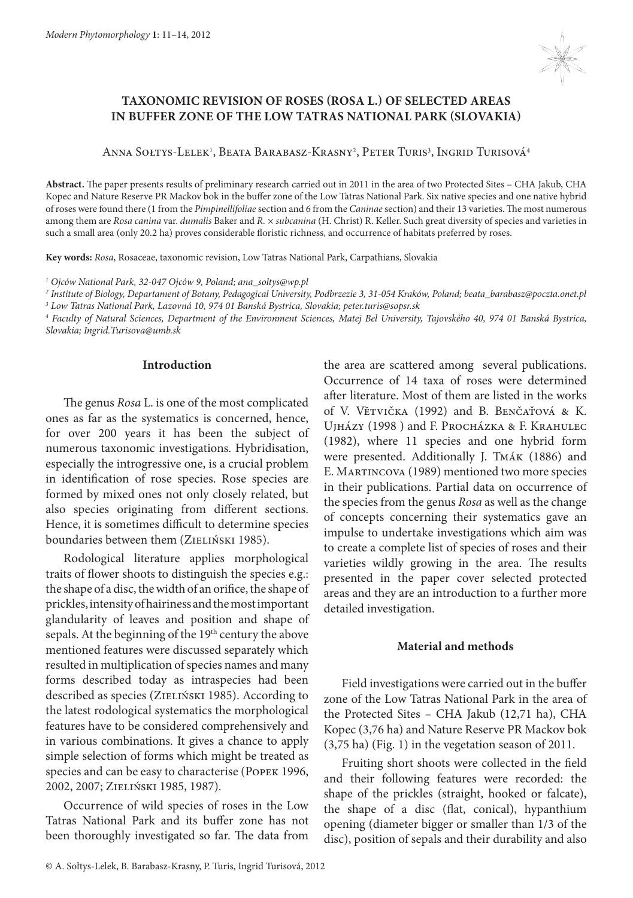# TAXONOMIC REVISION OF ROSES (ROSA L.) OF SELECTED AREAS IN BUFFER ZONE OF THE LOW TATRAS NATIONAL PARK (SLOVAKIA)

Anna Sołtys-Lelek[1], Beata Barabasz-Krasny[2], Peter Turis[3], Ingrid Turisová[4]

**Abstract.** The paper presents results of preliminary research carried out in 2011 in the area of two Protected Sites – CHA Jakub, CHA Kopec and Nature Reserve PR Mackov bok in the buffer zone of the Low Tatras National Park. Six native species and one native hybrid of roses were found there (1 from the *Pimpinellifoliae* section and 6 from the *Caninae* section) and their 13 varieties. The most numerous among them are *Rosa canina* var. *dumalis* Baker and *R.* × *subcanina* (H. Christ) R. Keller. Such great diversity of species and varieties in such a small area (only 20.2 ha) proves considerable floristic richness, and occurrence of habitats preferred by roses.

**Key words:** *Rosa*, Rosaceae, taxonomic revision, Low Tatras National Park, Carpathians, Slovakia

*[1] Ojców National Park, 32-047 Ojców 9, Poland; ana_soltys@wp.pl*

*[2] Institute of Biology, Departament of Botany, Pedagogical University, Podbrzezie 3, 31-054 Kraków, Poland; beata_barabasz@poczta.onet.pl*

*[3] Low Tatras National Park, Lazovná 10, 974 01 Banská Bystrica, Slovakia; peter.turis@sopsr.sk*

*[4] Faculty of Natural Sciences, Department of the Environment Sciences, Matej Bel University, Tajovského 40, 974 01 Banská Bystrica, Slovakia; Ingrid.Turisova@umb.sk*

## Introduction

The genus *Rosa* L. is one of the most complicated ones as far as the systematics is concerned, hence, for over 200 years it has been the subject of numerous taxonomic investigations. Hybridisation, especially the introgressive one, is a crucial problem in identification of rose species. Rose species are formed by mixed ones not only closely related, but also species originating from different sections. Hence, it is sometimes difficult to determine species boundaries between them (Zieliński 1985).

Rodological literature applies morphological traits of flower shoots to distinguish the species e.g.: the shape of a disc, the width of an orifice, the shape of prickles, intensity of hairiness and the most important glandularity of leaves and position and shape of sepals. At the beginning of the 19th century the above mentioned features were discussed separately which resulted in multiplication of species names and many forms described today as intraspecies had been described as species (Zieliński 1985). According to the latest rodological systematics the morphological features have to be considered comprehensively and in various combinations. It gives a chance to apply simple selection of forms which might be treated as species and can be easy to characterise (Popek 1996, 2002, 2007; Zieliński 1985, 1987).

Occurrence of wild species of roses in the Low Tatras National Park and its buffer zone has not been thoroughly investigated so far. The data from the area are scattered among several publications. Occurrence of 14 taxa of roses were determined after literature. Most of them are listed in the works of V. Větvička (1992) and B. Benčaťová & K. Ujházy (1998 ) and F. Procházka & F. Krahulec (1982), where 11 species and one hybrid form were presented. Additionally J. Tmák (1886) and E. Martincova (1989) mentioned two more species in their publications. Partial data on occurrence of the species from the genus *Rosa* as well as the change of concepts concerning their systematics gave an impulse to undertake investigations which aim was to create a complete list of species of roses and their varieties wildly growing in the area. The results presented in the paper cover selected protected areas and they are an introduction to a further more detailed investigation.

## Material and methods

Field investigations were carried out in the buffer zone of the Low Tatras National Park in the area of the Protected Sites – CHA Jakub (12,71 ha), CHA Kopec (3,76 ha) and Nature Reserve PR Mackov bok (3,75 ha) (Fig. 1) in the vegetation season of 2011.

Fruiting short shoots were collected in the field and their following features were recorded: the shape of the prickles (straight, hooked or falcate), the shape of a disc (flat, conical), hypanthium opening (diameter bigger or smaller than 1/3 of the disc), position of sepals and their durability and also

© A. Sołtys-Lelek, B. Barabasz-Krasny, P. Turis, Ingrid Turisová, 2012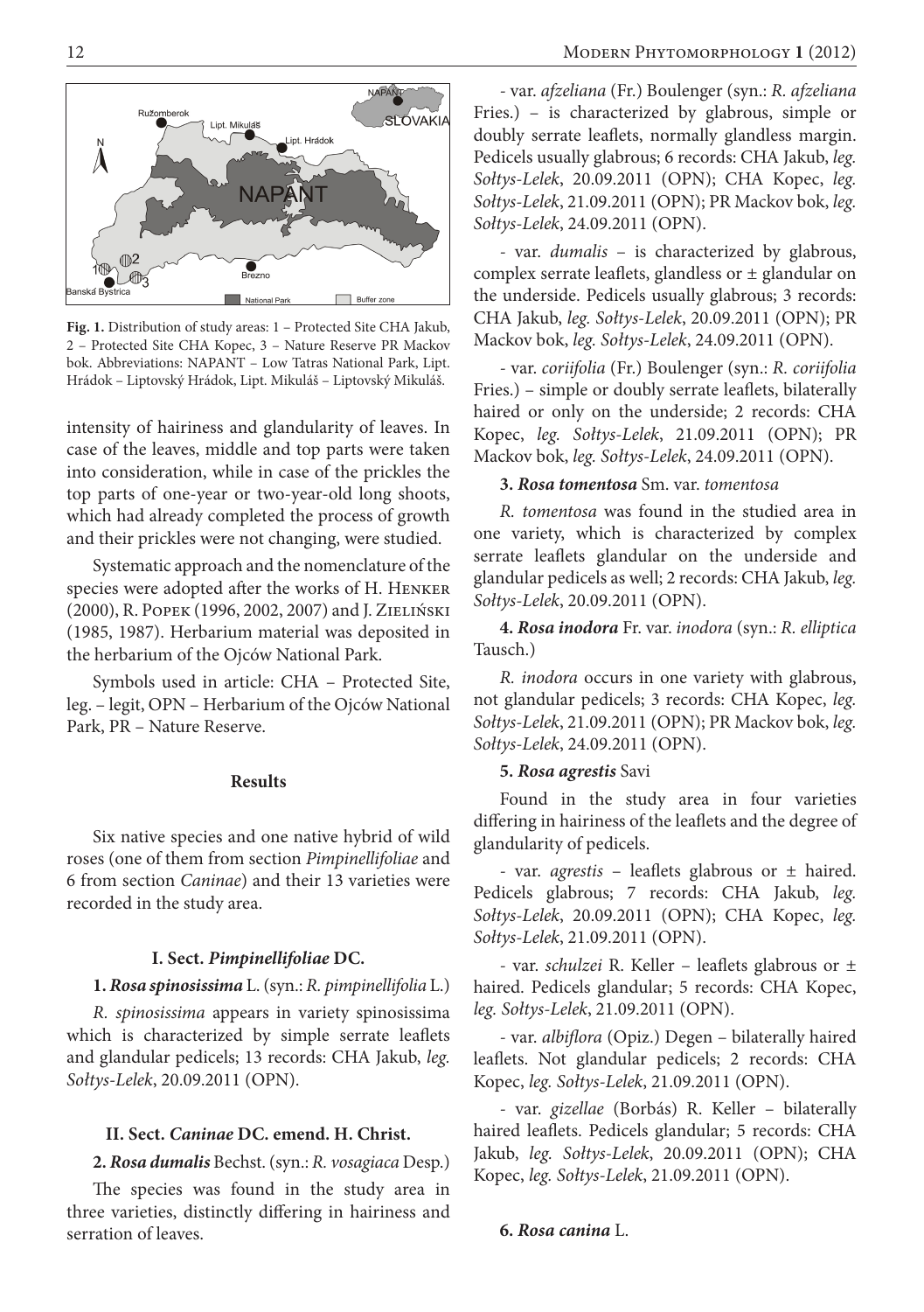Ružomberok

Lipt. Mikuláš

Lipt. Hrádok

NAPANT

SLOVAKIA

N

NAPANT

1

2

3

Banská Bystrica

Brezno

National Park

Buffer zone

**Fig. 1.** Distribution of study areas: 1 – Protected Site CHA Jakub, 2 – Protected Site CHA Kopec, 3 – Nature Reserve PR Mackov bok. Abbreviations: NAPANT – Low Tatras National Park, Lipt. Hrádok – Liptovský Hrádok, Lipt. Mikuláš – Liptovský Mikuláš.

intensity of hairiness and glandularity of leaves. In case of the leaves, middle and top parts were taken into consideration, while in case of the prickles the top parts of one-year or two-year-old long shoots, which had already completed the process of growth and their prickles were not changing, were studied.

Systematic approach and the nomenclature of the species were adopted after the works of H. Henker (2000), R. Popek (1996, 2002, 2007) and J. Zieliński (1985, 1987). Herbarium material was deposited in the herbarium of the Ojców National Park.

Symbols used in article: CHA – Protected Site, leg. – legit, OPN – Herbarium of the Ojców National Park, PR – Nature Reserve.

## Results

Six native species and one native hybrid of wild roses (one of them from section *Pimpinellifoliae* and 6 from section *Caninae*) and their 13 varieties were recorded in the study area.

### I. Sect. *Pimpinellifoliae* DC.

**1. *Rosa spinosissima*** L. (syn.: *R. pimpinellifolia* L.)

*R. spinosissima* appears in variety spinosissima which is characterized by simple serrate leaflets and glandular pedicels; 13 records: CHA Jakub, *leg. Sołtys-Lelek*, 20.09.2011 (OPN).

### II. Sect. *Caninae* DC. emend. H. Christ.

**2. *Rosa dumalis*** Bechst. (syn.: *R. vosagiaca* Desp.)

The species was found in the study area in three varieties, distinctly differing in hairiness and serration of leaves.

- var. *afzeliana* (Fr.) Boulenger (syn.: *R. afzeliana* Fries.) – is characterized by glabrous, simple or doubly serrate leaflets, normally glandless margin. Pedicels usually glabrous; 6 records: CHA Jakub, *leg. Sołtys-Lelek*, 20.09.2011 (OPN); CHA Kopec, *leg. Sołtys-Lelek*, 21.09.2011 (OPN); PR Mackov bok, *leg. Sołtys-Lelek*, 24.09.2011 (OPN).

- var. *dumalis* – is characterized by glabrous, complex serrate leaflets, glandless or ± glandular on the underside. Pedicels usually glabrous; 3 records: CHA Jakub, *leg. Sołtys-Lelek*, 20.09.2011 (OPN); PR Mackov bok, *leg. Sołtys-Lelek*, 24.09.2011 (OPN).

- var. *coriifolia* (Fr.) Boulenger (syn.: *R. coriifolia* Fries.) – simple or doubly serrate leaflets, bilaterally haired or only on the underside; 2 records: CHA Kopec, *leg. Sołtys-Lelek*, 21.09.2011 (OPN); PR Mackov bok, *leg. Sołtys-Lelek*, 24.09.2011 (OPN).

**3. *Rosa tomentosa*** Sm. var. *tomentosa*

*R. tomentosa* was found in the studied area in one variety, which is characterized by complex serrate leaflets glandular on the underside and glandular pedicels as well; 2 records: CHA Jakub, *leg. Sołtys-Lelek*, 20.09.2011 (OPN).

**4. *Rosa inodora*** Fr. var. *inodora* (syn.: *R. elliptica* Tausch.)

*R. inodora* occurs in one variety with glabrous, not glandular pedicels; 3 records: CHA Kopec, *leg. Sołtys-Lelek*, 21.09.2011 (OPN); PR Mackov bok, *leg. Sołtys-Lelek*, 24.09.2011 (OPN).

**5. *Rosa agrestis*** Savi

Found in the study area in four varieties differing in hairiness of the leaflets and the degree of glandularity of pedicels.

- var. *agrestis* – leaflets glabrous or ± haired. Pedicels glabrous; 7 records: CHA Jakub, *leg. Sołtys-Lelek*, 20.09.2011 (OPN); CHA Kopec, *leg. Sołtys-Lelek*, 21.09.2011 (OPN).

- var. *schulzei* R. Keller – leaflets glabrous or ± haired. Pedicels glandular; 5 records: CHA Kopec, *leg. Sołtys-Lelek*, 21.09.2011 (OPN).

- var. *albiflora* (Opiz.) Degen – bilaterally haired leaflets. Not glandular pedicels; 2 records: CHA Kopec, *leg. Sołtys-Lelek*, 21.09.2011 (OPN).

- var. *gizellae* (Borbás) R. Keller – bilaterally haired leaflets. Pedicels glandular; 5 records: CHA Jakub, *leg. Sołtys-Lelek*, 20.09.2011 (OPN); CHA Kopec, *leg. Sołtys-Lelek*, 21.09.2011 (OPN).

**6. *Rosa canina*** L.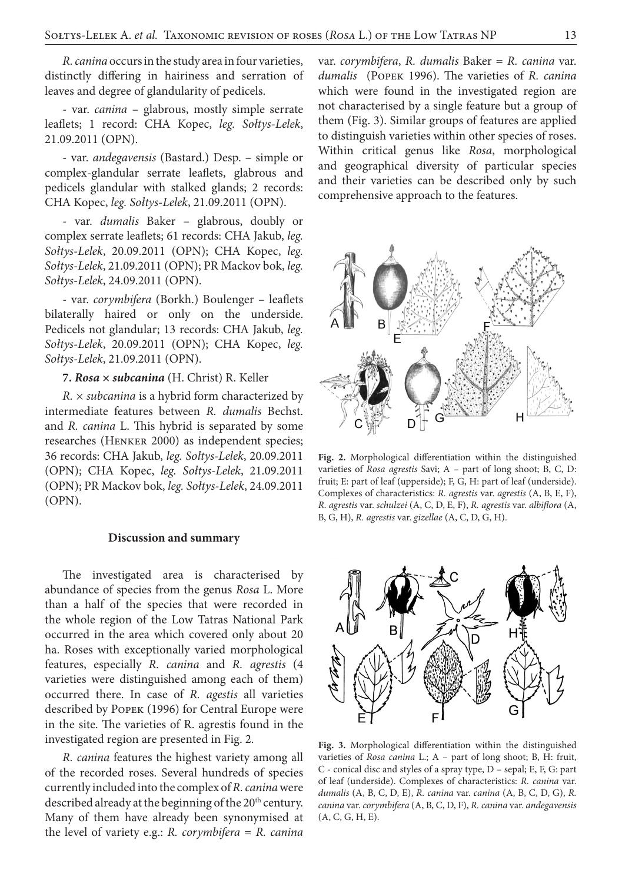*R. canina* occurs in the study area in four varieties, distinctly differing in hairiness and serration of leaves and degree of glandularity of pedicels.

- var. *canina* – glabrous, mostly simple serrate leaflets; 1 record: CHA Kopec, *leg. Sołtys-Lelek*, 21.09.2011 (OPN).

- var. *andegavensis* (Bastard.) Desp. – simple or complex-glandular serrate leaflets, glabrous and pedicels glandular with stalked glands; 2 records: CHA Kopec, *leg. Sołtys-Lelek*, 21.09.2011 (OPN).

- var. *dumalis* Baker – glabrous, doubly or complex serrate leaflets; 61 records: CHA Jakub, *leg. Sołtys-Lelek*, 20.09.2011 (OPN); CHA Kopec, *leg. Sołtys-Lelek*, 21.09.2011 (OPN); PR Mackov bok, *leg. Sołtys-Lelek*, 24.09.2011 (OPN).

- var. *corymbifera* (Borkh.) Boulenger – leaflets bilaterally haired or only on the underside. Pedicels not glandular; 13 records: CHA Jakub, *leg. Sołtys-Lelek*, 20.09.2011 (OPN); CHA Kopec, *leg. Sołtys-Lelek*, 21.09.2011 (OPN).

**7. *Rosa* × *subcanina*** (H. Christ) R. Keller

*R.* × *subcanina* is a hybrid form characterized by intermediate features between *R. dumalis* Bechst. and *R. canina* L. This hybrid is separated by some researches (Henker 2000) as independent species; 36 records: CHA Jakub, *leg. Sołtys-Lelek*, 20.09.2011 (OPN); CHA Kopec, *leg. Sołtys-Lelek*, 21.09.2011 (OPN); PR Mackov bok, *leg. Sołtys-Lelek*, 24.09.2011 (OPN).

## Discussion and summary

The investigated area is characterised by abundance of species from the genus *Rosa* L. More than a half of the species that were recorded in the whole region of the Low Tatras National Park occurred in the area which covered only about 20 ha. Roses with exceptionally varied morphological features, especially *R. canina* and *R. agrestis* (4 varieties were distinguished among each of them) occurred there. In case of *R. agestis* all varieties described by Popek (1996) for Central Europe were in the site. The varieties of R. agrestis found in the investigated region are presented in Fig. 2.

*R. canina* features the highest variety among all of the recorded roses. Several hundreds of species currently included into the complex of *R. canina* were described already at the beginning of the 20th century. Many of them have already been synonymised at the level of variety e.g.: *R. corymbifera* = *R. canina* var. *corymbifera*, *R. dumalis* Baker = *R. canina* var. *dumalis* (Popek 1996). The varieties of *R. canina* which were found in the investigated region are not characterised by a single feature but a group of them (Fig. 3). Similar groups of features are applied to distinguish varieties within other species of roses. Within critical genus like *Rosa*, morphological and geographical diversity of particular species and their varieties can be described only by such comprehensive approach to the features.

**Fig. 2.** Morphological differentiation within the distinguished varieties of *Rosa agrestis* Savi; A – part of long shoot; B, C, D: fruit; E: part of leaf (upperside); F, G, H: part of leaf (underside). Complexes of characteristics: *R. agrestis* var. *agrestis* (A, B, E, F), *R. agrestis* var. *schulzei* (A, C, D, E, F), *R. agrestis* var. *albiflora* (A, B, G, H), *R. agrestis* var. *gizellae* (A, C, D, G, H).

**Fig. 3.** Morphological differentiation within the distinguished varieties of *Rosa canina* L.; A – part of long shoot; B, H: fruit, C - conical disc and styles of a spray type, D – sepal; E, F, G: part of leaf (underside). Complexes of characteristics: *R. canina* var. *dumalis* (A, B, C, D, E), *R. canina* var. *canina* (A, B, C, D, G), *R. canina* var. *corymbifera* (A, B, C, D, F), *R. canina* var. *andegavensis* (A, C, G, H, E).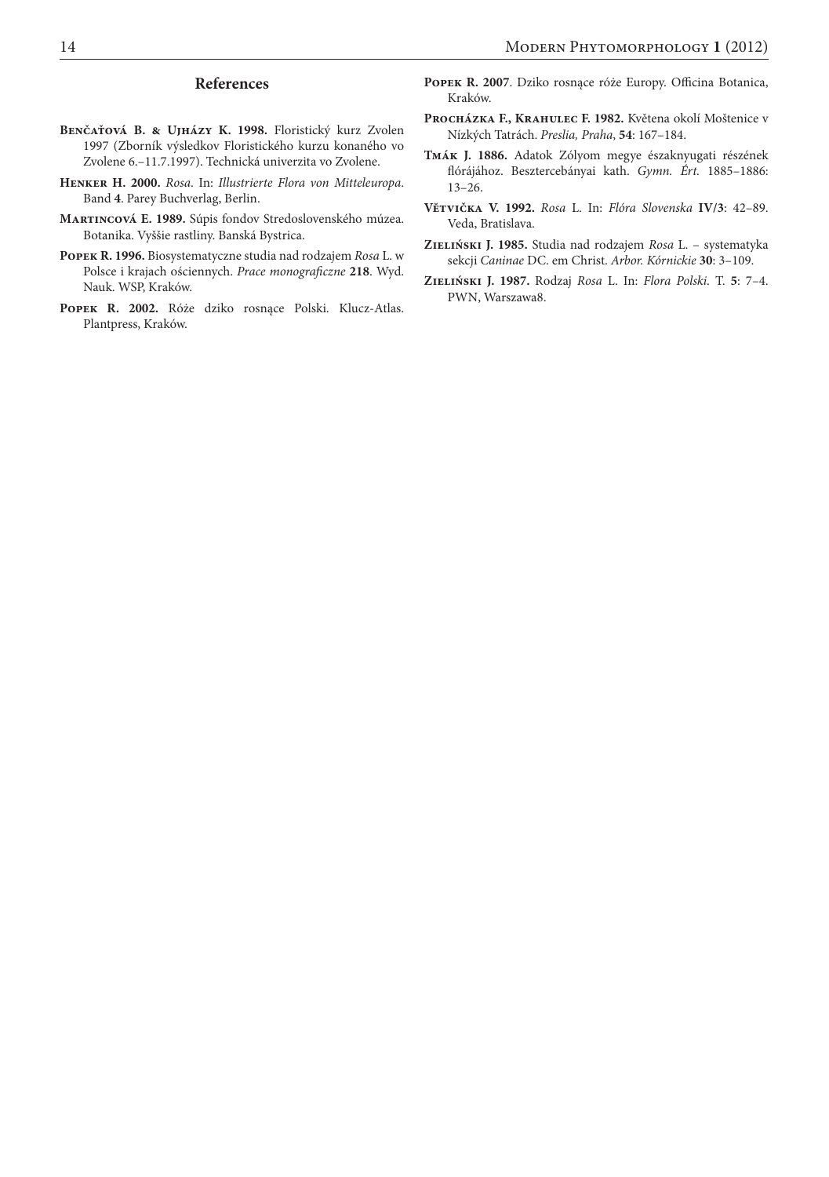## References

**Benčaťová B. & Ujházy K. 1998.** Floristický kurz Zvolen 1997 (Zborník výsledkov Floristického kurzu konaného vo Zvolene 6.–11.7.1997). Technická univerzita vo Zvolene.

**Henker H. 2000.** *Rosa*. In: *Illustrierte Flora von Mitteleuropa*. Band **4**. Parey Buchverlag, Berlin.

**Martincová E. 1989.** Súpis fondov Stredoslovenského múzea. Botanika. Vyššie rastliny. Banská Bystrica.

**Popek R. 1996.** Biosystematyczne studia nad rodzajem *Rosa* L. w Polsce i krajach ościennych. *Prace monograficzne* **218**. Wyd. Nauk. WSP, Kraków.

**Popek R. 2002.** Róże dziko rosnące Polski. Klucz-Atlas. Plantpress, Kraków.

**Popek R. 2007**. Dziko rosnące róże Europy. Officina Botanica, Kraków.

**Procházka F., Krahulec F. 1982.** Květena okolí Moštenice v Nízkých Tatrách. *Preslia, Praha*, **54**: 167–184.

**Tmák J. 1886.** Adatok Zólyom megye északnyugati részének flórájához. Besztercebányai kath. *Gymn. Ért.* 1885–1886: 13–26.

**Větvička V. 1992.** *Rosa* L. In: *Flóra Slovenska* **IV/3**: 42–89. Veda, Bratislava.

**Zieliński J. 1985.** Studia nad rodzajem *Rosa* L. – systematyka sekcji *Caninae* DC. em Christ. *Arbor. Kórnickie* **30**: 3–109.

**Zieliński J. 1987.** Rodzaj *Rosa* L. In: *Flora Polski*. T. **5**: 7–4. PWN, Warszawa8.